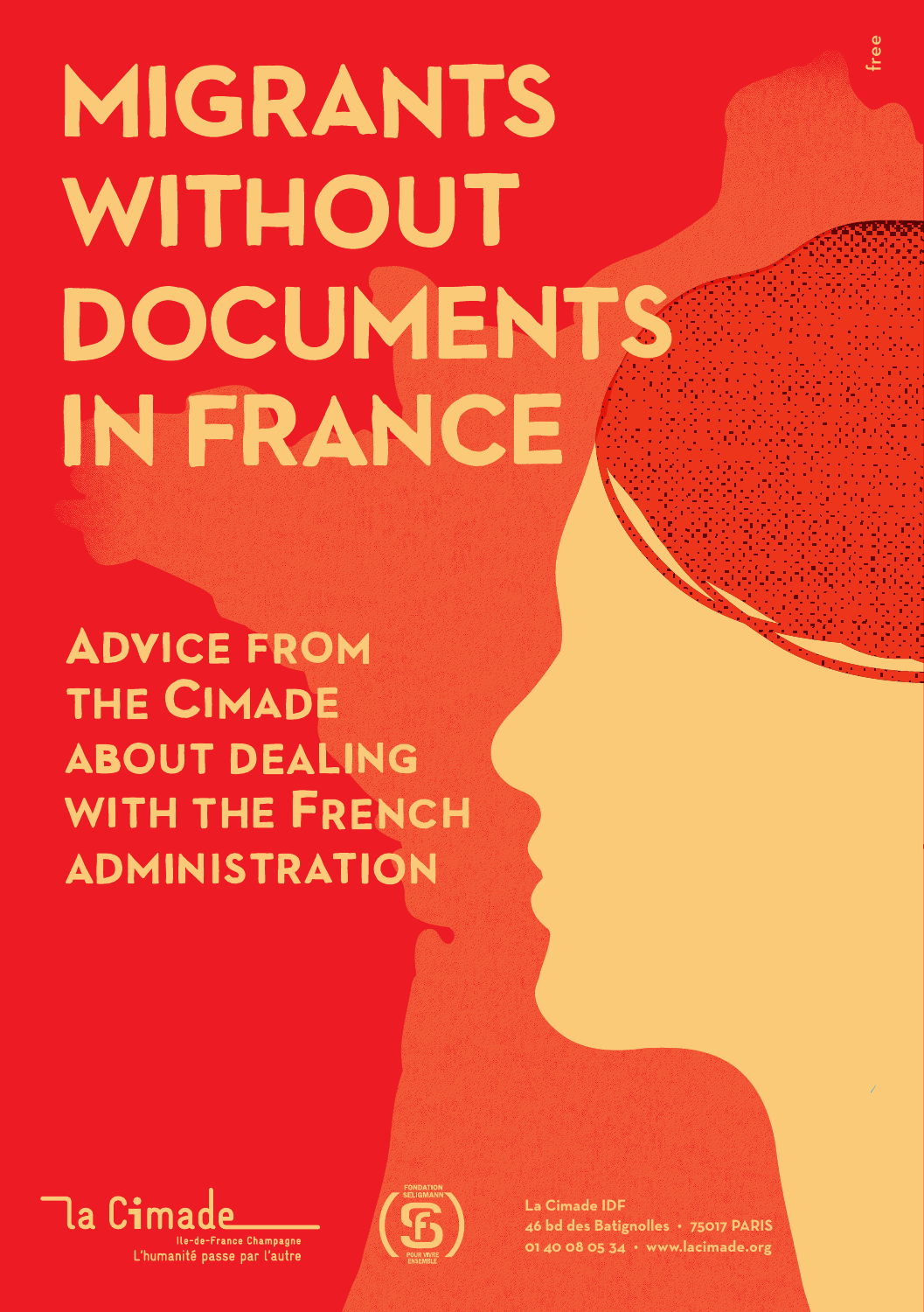free

# MIGRANTS WITHOUT DOCUMENTS IN FRANCE

## Advice from the Cimade about dealing with the French administration

la Cimade
Ile-de-France Champagne
L'humanité passe par l'autre

FONDATION SELIGMANN
POUR VIVRE ENSEMBLE

La Cimade IDF
46 bd des Batignolles • 75017 PARIS
01 40 08 05 34 • www.lacimade.org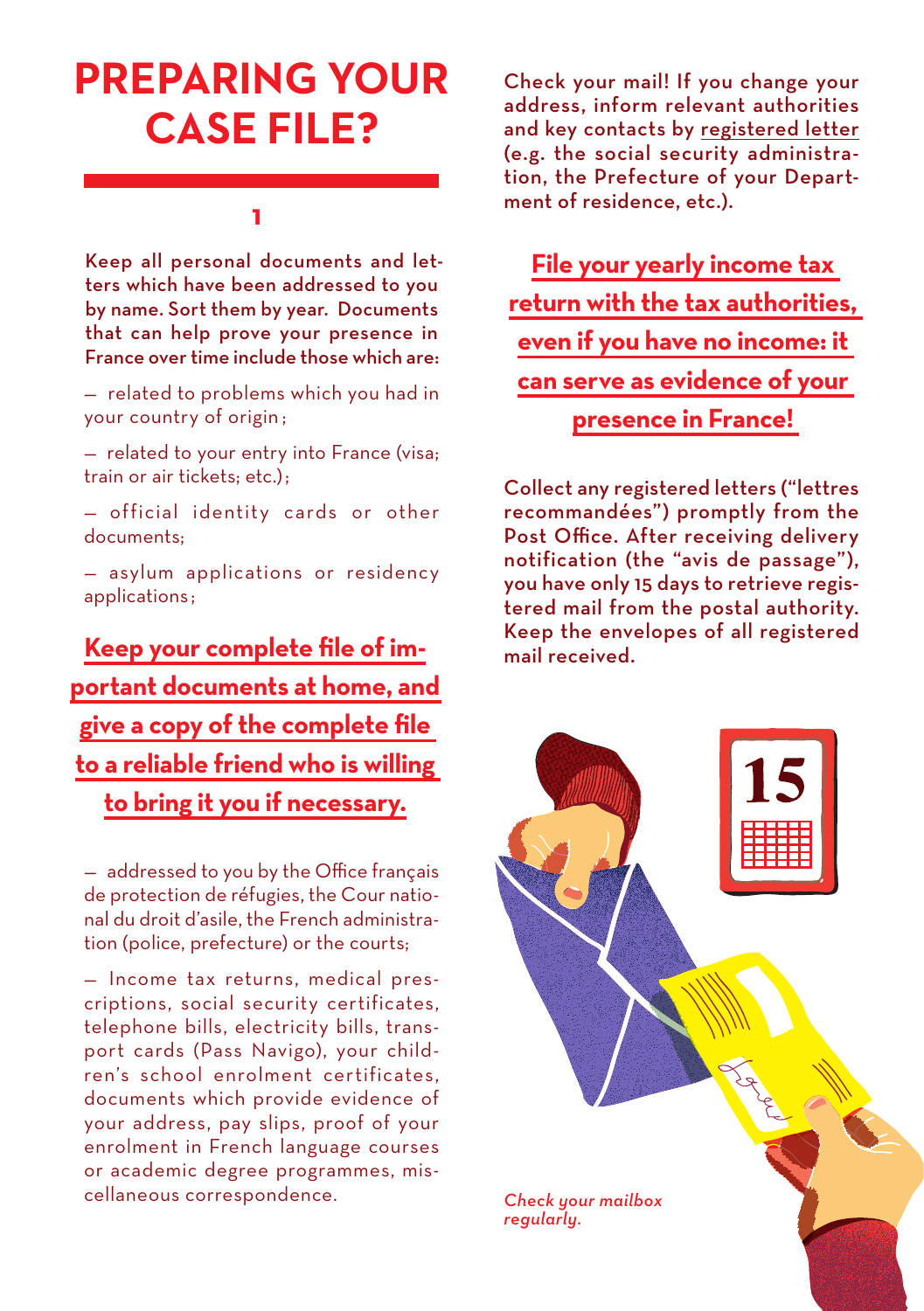# PREPARING YOUR CASE FILE?

**1**

Keep all personal documents and letters which have been addressed to you by name. Sort them by year. Documents that can help prove your presence in France over time include those which are:

— related to problems which you had in your country of origin;

— related to your entry into France (visa; train or air tickets; etc.);

— official identity cards or other documents;

— asylum applications or residency applications;

**Keep your complete file of important documents at home, and give a copy of the complete file to a reliable friend who is willing to bring it you if necessary.**

— addressed to you by the Office français de protection de réfugies, the Cour national du droit d'asile, the French administration (police, prefecture) or the courts;

— Income tax returns, medical prescriptions, social security certificates, telephone bills, electricity bills, transport cards (Pass Navigo), your children's school enrolment certificates, documents which provide evidence of your address, pay slips, proof of your enrolment in French language courses or academic degree programmes, miscellaneous correspondence.

Check your mail! If you change your address, inform relevant authorities and key contacts by registered letter (e.g. the social security administration, the Prefecture of your Department of residence, etc.).

**File your yearly income tax return with the tax authorities, even if you have no income: it can serve as evidence of your presence in France!**

Collect any registered letters ("lettres recommandées") promptly from the Post Office. After receiving delivery notification (the "avis de passage"), you have only 15 days to retrieve registered mail from the postal authority. Keep the envelopes of all registered mail received.

*Check your mailbox regularly.*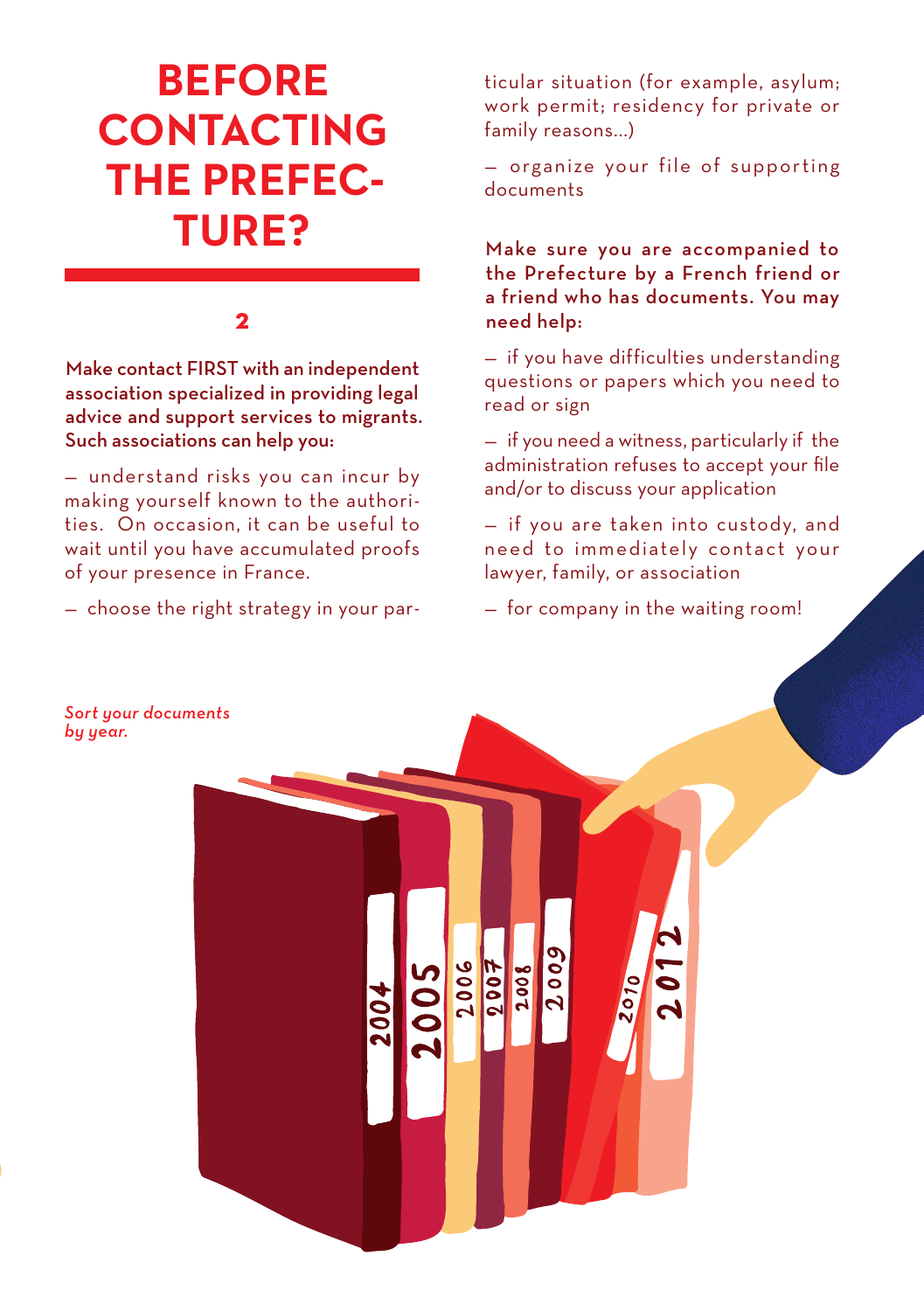# BEFORE CONTACTING THE PREFECTURE?

## 2

**Make contact FIRST with an independent association specialized in providing legal advice and support services to migrants. Such associations can help you:**

— understand risks you can incur by making yourself known to the authorities. On occasion, it can be useful to wait until you have accumulated proofs of your presence in France.

— choose the right strategy in your particular situation (for example, asylum; work permit; residency for private or family reasons...)

— organize your file of supporting documents

**Make sure you are accompanied to the Prefecture by a French friend or a friend who has documents. You may need help:**

— if you have difficulties understanding questions or papers which you need to read or sign

— if you need a witness, particularly if the administration refuses to accept your file and/or to discuss your application

— if you are taken into custody, and need to immediately contact your lawyer, family, or association

— for company in the waiting room!

*Sort your documents by year.*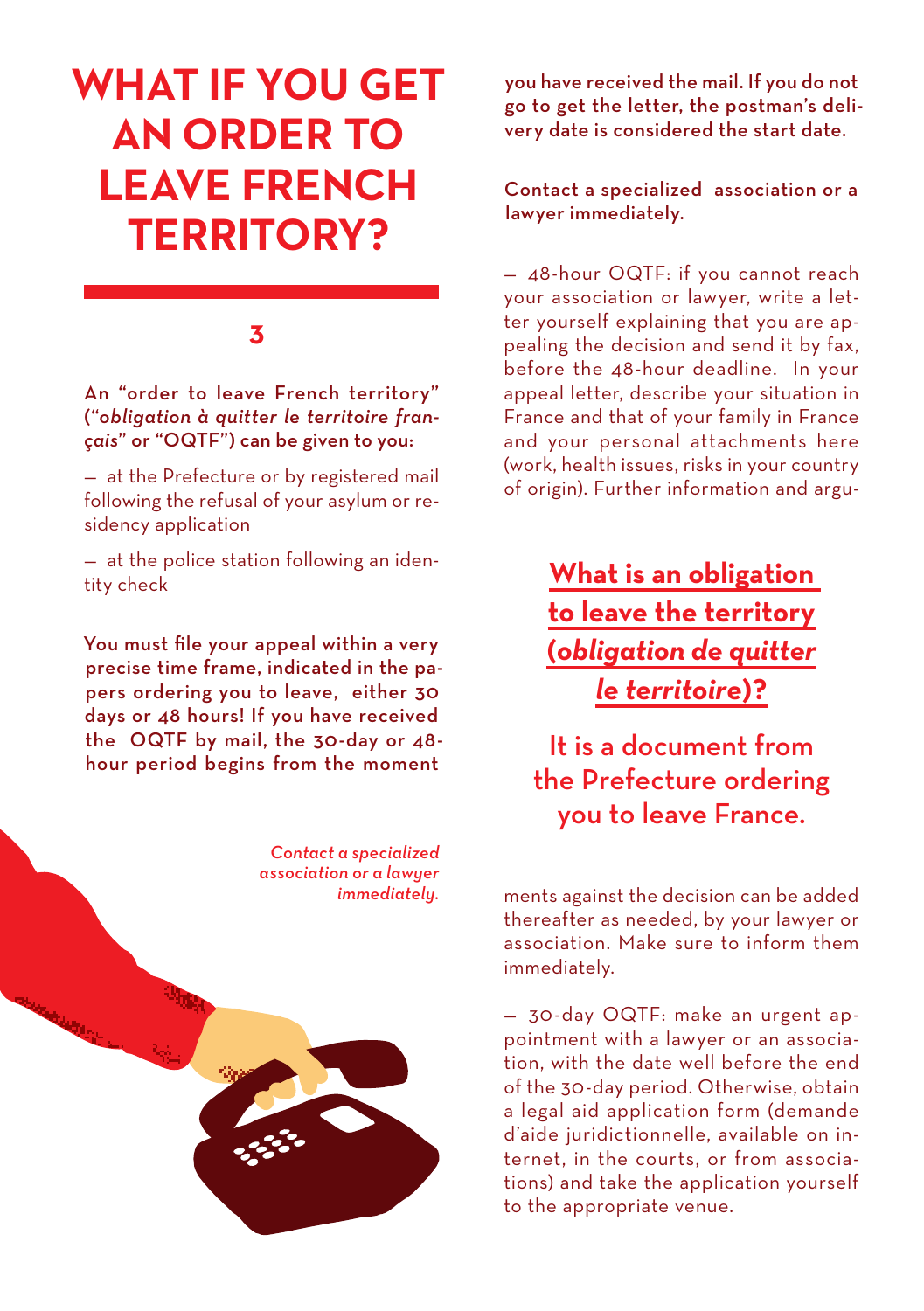# WHAT IF YOU GET AN ORDER TO LEAVE FRENCH TERRITORY?

## 3

**An "order to leave French territory" ("*obligation à quitter le territoire français*" or "OQTF") can be given to you:**

— at the Prefecture or by registered mail following the refusal of your asylum or residency application

— at the police station following an identity check

**You must file your appeal within a very precise time frame, indicated in the papers ordering you to leave, either 30 days or 48 hours! If you have received the OQTF by mail, the 30-day or 48-hour period begins from the moment you have received the mail. If you do not go to get the letter, the postman's delivery date is considered the start date.**

*Contact a specialized association or a lawyer immediately.*

**Contact a specialized association or a lawyer immediately.**

— 48-hour OQTF: if you cannot reach your association or lawyer, write a letter yourself explaining that you are appealing the decision and send it by fax, before the 48-hour deadline. In your appeal letter, describe your situation in France and that of your family in France and your personal attachments here (work, health issues, risks in your country of origin). Further information and arguments against the decision can be added thereafter as needed, by your lawyer or association. Make sure to inform them immediately.

**What is an obligation to leave the territory (*obligation de quitter le territoire*)?**

It is a document from the Prefecture ordering you to leave France.

— 30-day OQTF: make an urgent appointment with a lawyer or an association, with the date well before the end of the 30-day period. Otherwise, obtain a legal aid application form (demande d'aide juridictionnelle, available on internet, in the courts, or from associations) and take the application yourself to the appropriate venue.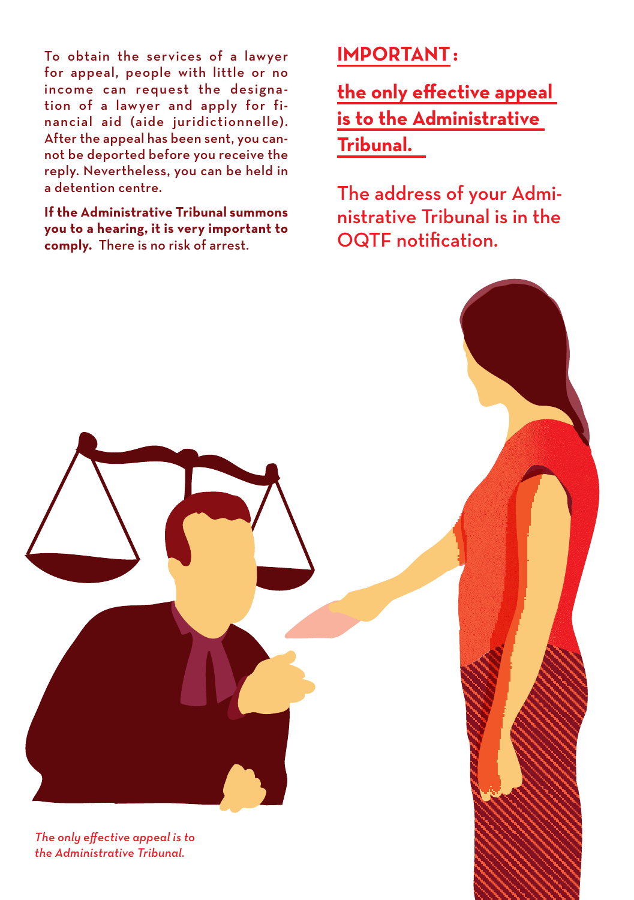To obtain the services of a lawyer for appeal, people with little or no income can request the designation of a lawyer and apply for financial aid (aide juridictionnelle). After the appeal has been sent, you cannot be deported before you receive the reply. Nevertheless, you can be held in a detention centre.

**If the Administrative Tribunal summons you to a hearing, it is very important to comply.** There is no risk of arrest.

## IMPORTANT :

**the only effective appeal is to the Administrative Tribunal.**

The address of your Administrative Tribunal is in the OQTF notification.

*The only effective appeal is to the Administrative Tribunal.*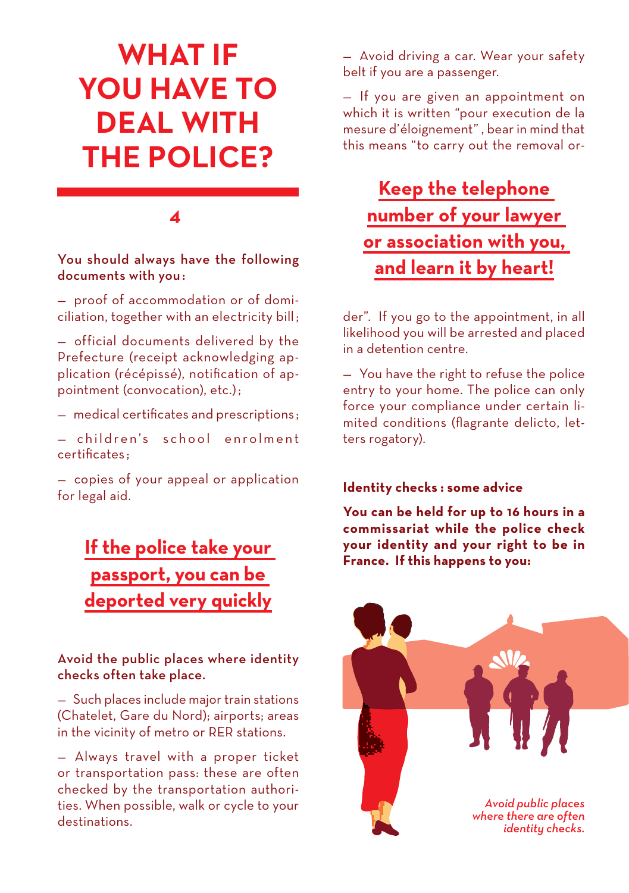# WHAT IF YOU HAVE TO DEAL WITH THE POLICE?

## 4

**You should always have the following documents with you:**

— proof of accommodation or of domiciliation, together with an electricity bill;

— official documents delivered by the Prefecture (receipt acknowledging application (récépissé), notification of appointment (convocation), etc.);

— medical certificates and prescriptions;

— children's school enrolment certificates;

— copies of your appeal or application for legal aid.

**If the police take your passport, you can be deported very quickly**

**Avoid the public places where identity checks often take place.**

— Such places include major train stations (Chatelet, Gare du Nord); airports; areas in the vicinity of metro or RER stations.

— Always travel with a proper ticket or transportation pass: these are often checked by the transportation authorities. When possible, walk or cycle to your destinations.

— Avoid driving a car. Wear your safety belt if you are a passenger.

— If you are given an appointment on which it is written "pour execution de la mesure d'éloignement", bear in mind that this means "to carry out the removal order". If you go to the appointment, in all likelihood you will be arrested and placed in a detention centre.

**Keep the telephone number of your lawyer or association with you, and learn it by heart!**

— You have the right to refuse the police entry to your home. The police can only force your compliance under certain limited conditions (flagrante delicto, letters rogatory).

### Identity checks : some advice

**You can be held for up to 16 hours in a commissariat while the police check your identity and your right to be in France. If this happens to you:**

*Avoid public places where there are often identity checks.*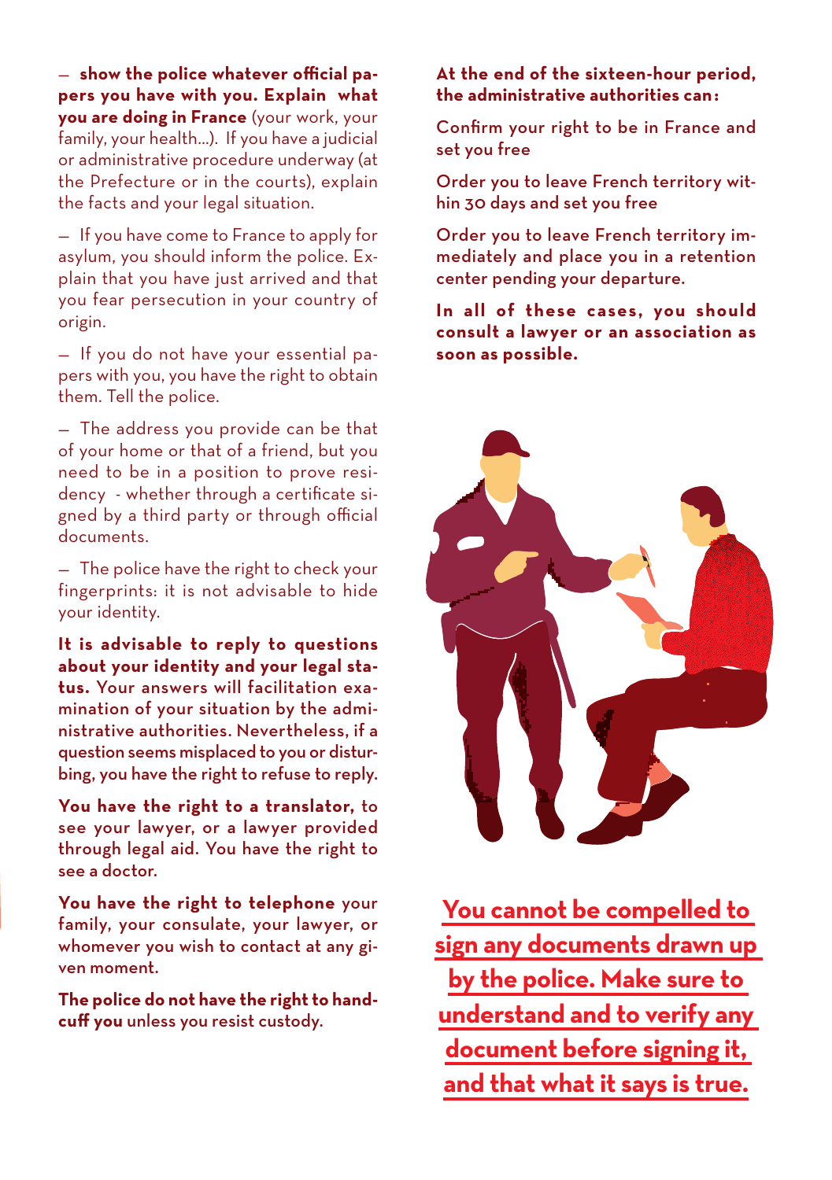– **show the police whatever official papers you have with you. Explain what you are doing in France** (your work, your family, your health...). If you have a judicial or administrative procedure underway (at the Prefecture or in the courts), explain the facts and your legal situation.

– If you have come to France to apply for asylum, you should inform the police. Explain that you have just arrived and that you fear persecution in your country of origin.

– If you do not have your essential papers with you, you have the right to obtain them. Tell the police.

– The address you provide can be that of your home or that of a friend, but you need to be in a position to prove residency - whether through a certificate signed by a third party or through official documents.

– The police have the right to check your fingerprints: it is not advisable to hide your identity.

**It is advisable to reply to questions about your identity and your legal status.** Your answers will facilitation examination of your situation by the administrative authorities. Nevertheless, if a question seems misplaced to you or disturbing, you have the right to refuse to reply.

**You have the right to a translator,** to see your lawyer, or a lawyer provided through legal aid. You have the right to see a doctor.

**You have the right to telephone** your family, your consulate, your lawyer, or whomever you wish to contact at any given moment.

**The police do not have the right to handcuff you** unless you resist custody.

**At the end of the sixteen-hour period, the administrative authorities can:**

Confirm your right to be in France and set you free

Order you to leave French territory within 30 days and set you free

Order you to leave French territory immediately and place you in a retention center pending your departure.

**In all of these cases, you should consult a lawyer or an association as soon as possible.**

**You cannot be compelled to sign any documents drawn up by the police. Make sure to understand and to verify any document before signing it, and that what it says is true.**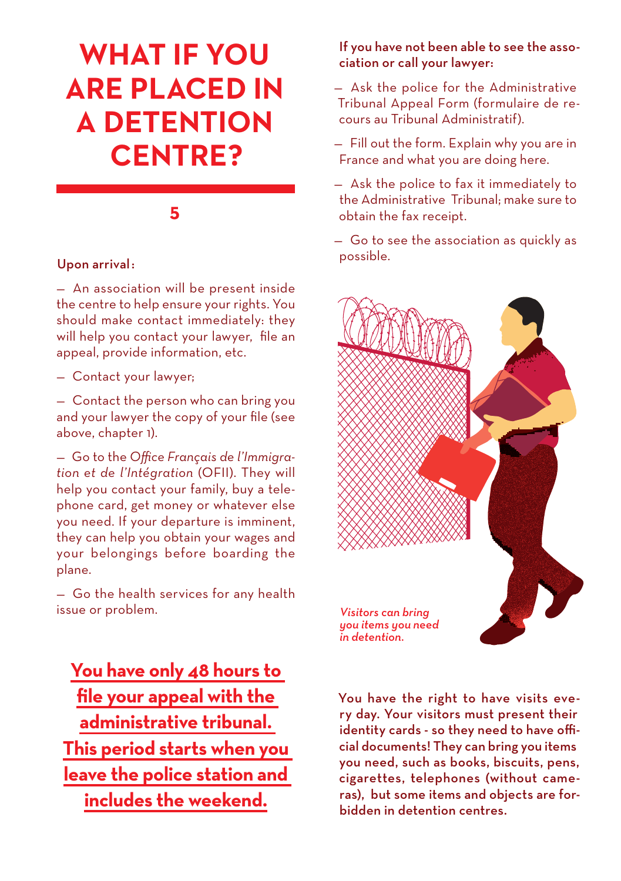# WHAT IF YOU ARE PLACED IN A DETENTION CENTRE?

## 5

**Upon arrival:**

— An association will be present inside the centre to help ensure your rights. You should make contact immediately: they will help you contact your lawyer, file an appeal, provide information, etc.

— Contact your lawyer;

— Contact the person who can bring you and your lawyer the copy of your file (see above, chapter 1).

— Go to the *Office Français de l'Immigration et de l'Intégration* (OFII). They will help you contact your family, buy a telephone card, get money or whatever else you need. If your departure is imminent, they can help you obtain your wages and your belongings before boarding the plane.

— Go the health services for any health issue or problem.

**You have only 48 hours to file your appeal with the administrative tribunal. This period starts when you leave the police station and includes the weekend.**

**If you have not been able to see the association or call your lawyer:**

— Ask the police for the Administrative Tribunal Appeal Form (formulaire de recours au Tribunal Administratif).

— Fill out the form. Explain why you are in France and what you are doing here.

— Ask the police to fax it immediately to the Administrative Tribunal; make sure to obtain the fax receipt.

— Go to see the association as quickly as possible.

*Visitors can bring you items you need in detention.*

You have the right to have visits every day. Your visitors must present their identity cards - so they need to have official documents! They can bring you items you need, such as books, biscuits, pens, cigarettes, telephones (without cameras), but some items and objects are forbidden in detention centres.